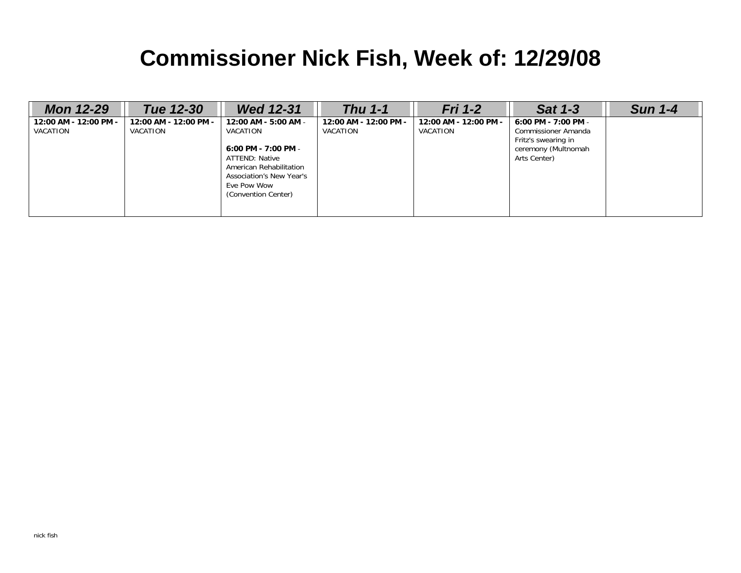# Commissioner Nick Fish, Week of: 12/29/08

| Mon 12-29 | Tue 12-30 | Wed 12-31 | Thu 1-1 | Fri 1-2 | Sat 1-3 | Sun 1-4 |
|---|---|---|---|---|---|---|
| **12:00 AM - 12:00 PM -** VACATION | **12:00 AM - 12:00 PM -** VACATION | **12:00 AM - 5:00 AM** - VACATION<br><br>**6:00 PM - 7:00 PM** - ATTEND: Native American Rehabilitation Association's New Year's Eve Pow Wow (Convention Center) | **12:00 AM - 12:00 PM -** VACATION | **12:00 AM - 12:00 PM -** VACATION | **6:00 PM - 7:00 PM** - Commissioner Amanda Fritz's swearing in ceremony (Multnomah Arts Center) | |

nick fish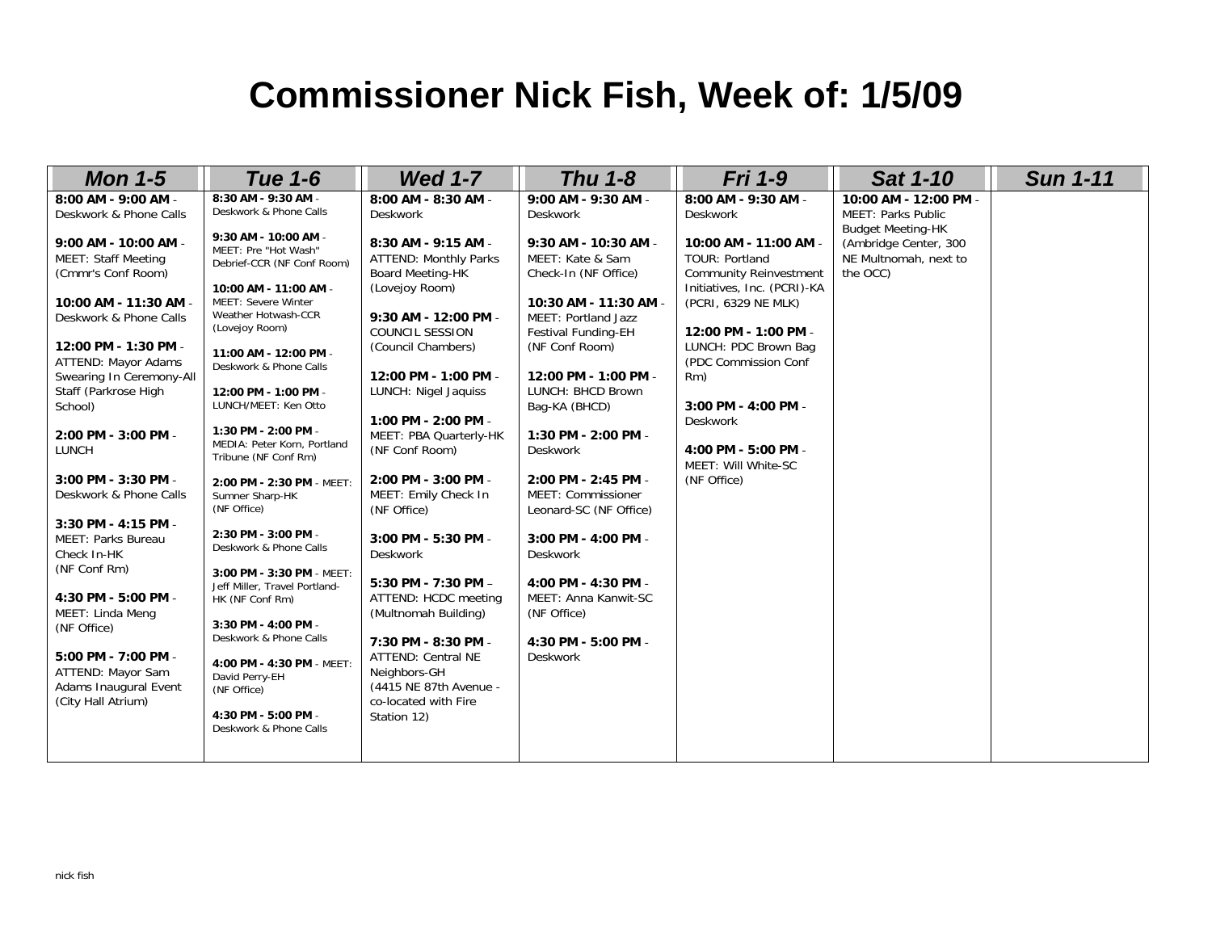# Commissioner Nick Fish, Week of: 1/5/09

| Mon 1-5 | Tue 1-6 | Wed 1-7 | Thu 1-8 | Fri 1-9 | Sat 1-10 | Sun 1-11 |
|---|---|---|---|---|---|---|
| **8:00 AM - 9:00 AM** - Deskwork & Phone Calls<br><br>**9:00 AM - 10:00 AM** - MEET: Staff Meeting (Cmmr's Conf Room)<br><br>**10:00 AM - 11:30 AM** - Deskwork & Phone Calls<br><br>**12:00 PM - 1:30 PM** - ATTEND: Mayor Adams Swearing In Ceremony-All Staff (Parkrose High School)<br><br>**2:00 PM - 3:00 PM** - LUNCH<br><br>**3:00 PM - 3:30 PM** - Deskwork & Phone Calls<br><br>**3:30 PM - 4:15 PM** - MEET: Parks Bureau Check In-HK (NF Conf Rm)<br><br>**4:30 PM - 5:00 PM** - MEET: Linda Meng (NF Office)<br><br>**5:00 PM - 7:00 PM** - ATTEND: Mayor Sam Adams Inaugural Event (City Hall Atrium) | **8:30 AM - 9:30 AM** - Deskwork & Phone Calls<br><br>**9:30 AM - 10:00 AM** - MEET: Pre "Hot Wash" Debrief-CCR (NF Conf Room)<br><br>**10:00 AM - 11:00 AM** - MEET: Severe Winter Weather Hotwash-CCR (Lovejoy Room)<br><br>**11:00 AM - 12:00 PM** - Deskwork & Phone Calls<br><br>**12:00 PM - 1:00 PM** - LUNCH/MEET: Ken Otto<br><br>**1:30 PM - 2:00 PM** - MEDIA: Peter Korn, Portland Tribune (NF Conf Rm)<br><br>**2:00 PM - 2:30 PM** - MEET: Sumner Sharp-HK (NF Office)<br><br>**2:30 PM - 3:00 PM** - Deskwork & Phone Calls<br><br>**3:00 PM - 3:30 PM** - MEET: Jeff Miller, Travel Portland-HK (NF Conf Rm)<br><br>**3:30 PM - 4:00 PM** - Deskwork & Phone Calls<br><br>**4:00 PM - 4:30 PM** - MEET: David Perry-EH (NF Office)<br><br>**4:30 PM - 5:00 PM** - Deskwork & Phone Calls | **8:00 AM - 8:30 AM** - Deskwork<br><br>**8:30 AM - 9:15 AM** - ATTEND: Monthly Parks Board Meeting-HK (Lovejoy Room)<br><br>**9:30 AM - 12:00 PM** - COUNCIL SESSION (Council Chambers)<br><br>**12:00 PM - 1:00 PM** - LUNCH: Nigel Jaquiss<br><br>**1:00 PM - 2:00 PM** - MEET: PBA Quarterly-HK (NF Conf Room)<br><br>**2:00 PM - 3:00 PM** - MEET: Emily Check In (NF Office)<br><br>**3:00 PM - 5:30 PM** - Deskwork<br><br>**5:30 PM - 7:30 PM** – ATTEND: HCDC meeting (Multnomah Building)<br><br>**7:30 PM - 8:30 PM** - ATTEND: Central NE Neighbors-GH (4415 NE 87th Avenue - co-located with Fire Station 12) | **9:00 AM - 9:30 AM** - Deskwork<br><br>**9:30 AM - 10:30 AM** - MEET: Kate & Sam Check-In (NF Office)<br><br>**10:30 AM - 11:30 AM** - MEET: Portland Jazz Festival Funding-EH (NF Conf Room)<br><br>**12:00 PM - 1:00 PM** - LUNCH: BHCD Brown Bag-KA (BHCD)<br><br>**1:30 PM - 2:00 PM** - Deskwork<br><br>**2:00 PM - 2:45 PM** - MEET: Commissioner Leonard-SC (NF Office)<br><br>**3:00 PM - 4:00 PM** - Deskwork<br><br>**4:00 PM - 4:30 PM** - MEET: Anna Kanwit-SC (NF Office)<br><br>**4:30 PM - 5:00 PM** - Deskwork | **8:00 AM - 9:30 AM** - Deskwork<br><br>**10:00 AM - 11:00 AM** - TOUR: Portland Community Reinvestment Initiatives, Inc. (PCRI)-KA (PCRI, 6329 NE MLK)<br><br>**12:00 PM - 1:00 PM** - LUNCH: PDC Brown Bag (PDC Commission Conf Rm)<br><br>**3:00 PM - 4:00 PM** - Deskwork<br><br>**4:00 PM - 5:00 PM** - MEET: Will White-SC (NF Office) | **10:00 AM - 12:00 PM** - MEET: Parks Public Budget Meeting-HK (Ambridge Center, 300 NE Multnomah, next to the OCC) | |

nick fish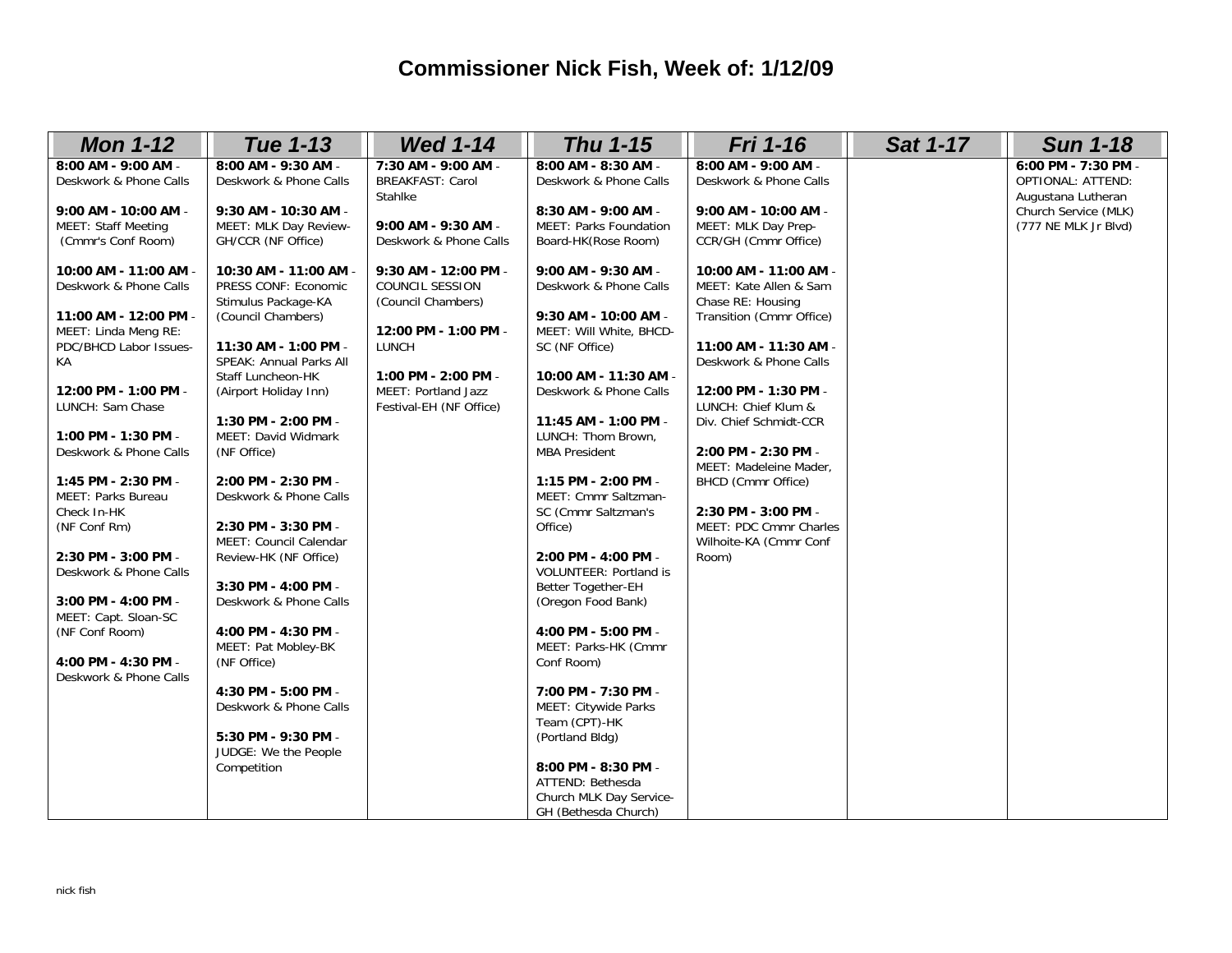# Commissioner Nick Fish, Week of: 1/12/09

| Mon 1-12 | Tue 1-13 | Wed 1-14 | Thu 1-15 | Fri 1-16 | Sat 1-17 | Sun 1-18 |
|---|---|---|---|---|---|---|
| **8:00 AM - 9:00 AM** - Deskwork & Phone Calls<br><br>**9:00 AM - 10:00 AM** - MEET: Staff Meeting (Cmmr's Conf Room)<br><br>**10:00 AM - 11:00 AM** - Deskwork & Phone Calls<br><br>**11:00 AM - 12:00 PM** - MEET: Linda Meng RE: PDC/BHCD Labor Issues-KA<br><br>**12:00 PM - 1:00 PM** - LUNCH: Sam Chase<br><br>**1:00 PM - 1:30 PM** - Deskwork & Phone Calls<br><br>**1:45 PM - 2:30 PM** - MEET: Parks Bureau Check In-HK (NF Conf Rm)<br><br>**2:30 PM - 3:00 PM** - Deskwork & Phone Calls<br><br>**3:00 PM - 4:00 PM** - MEET: Capt. Sloan-SC (NF Conf Room)<br><br>**4:00 PM - 4:30 PM** - Deskwork & Phone Calls | **8:00 AM - 9:30 AM** - Deskwork & Phone Calls<br><br>**9:30 AM - 10:30 AM** - MEET: MLK Day Review-GH/CCR (NF Office)<br><br>**10:30 AM - 11:00 AM** - PRESS CONF: Economic Stimulus Package-KA (Council Chambers)<br><br>**11:30 AM - 1:00 PM** - SPEAK: Annual Parks All Staff Luncheon-HK (Airport Holiday Inn)<br><br>**1:30 PM - 2:00 PM** - MEET: David Widmark (NF Office)<br><br>**2:00 PM - 2:30 PM** - Deskwork & Phone Calls<br><br>**2:30 PM - 3:30 PM** - MEET: Council Calendar Review-HK (NF Office)<br><br>**3:30 PM - 4:00 PM** - Deskwork & Phone Calls<br><br>**4:00 PM - 4:30 PM** - MEET: Pat Mobley-BK (NF Office)<br><br>**4:30 PM - 5:00 PM** - Deskwork & Phone Calls<br><br>**5:30 PM - 9:30 PM** - JUDGE: We the People Competition | **7:30 AM - 9:00 AM** - BREAKFAST: Carol Stahlke<br><br>**9:00 AM - 9:30 AM** - Deskwork & Phone Calls<br><br>**9:30 AM - 12:00 PM** - COUNCIL SESSION (Council Chambers)<br><br>**12:00 PM - 1:00 PM** - LUNCH<br><br>**1:00 PM - 2:00 PM** - MEET: Portland Jazz Festival-EH (NF Office) | **8:00 AM - 8:30 AM** - Deskwork & Phone Calls<br><br>**8:30 AM - 9:00 AM** - MEET: Parks Foundation Board-HK(Rose Room)<br><br>**9:00 AM - 9:30 AM** - Deskwork & Phone Calls<br><br>**9:30 AM - 10:00 AM** - MEET: Will White, BHCD-SC (NF Office)<br><br>**10:00 AM - 11:30 AM** - Deskwork & Phone Calls<br><br>**11:45 AM - 1:00 PM** - LUNCH: Thom Brown, MBA President<br><br>**1:15 PM - 2:00 PM** - MEET: Cmmr Saltzman-SC (Cmmr Saltzman's Office)<br><br>**2:00 PM - 4:00 PM** - VOLUNTEER: Portland is Better Together-EH (Oregon Food Bank)<br><br>**4:00 PM - 5:00 PM** - MEET: Parks-HK (Cmmr Conf Room)<br><br>**7:00 PM - 7:30 PM** - MEET: Citywide Parks Team (CPT)-HK (Portland Bldg)<br><br>**8:00 PM - 8:30 PM** - ATTEND: Bethesda Church MLK Day Service-GH (Bethesda Church) | **8:00 AM - 9:00 AM** - Deskwork & Phone Calls<br><br>**9:00 AM - 10:00 AM** - MEET: MLK Day Prep-CCR/GH (Cmmr Office)<br><br>**10:00 AM - 11:00 AM** - MEET: Kate Allen & Sam Chase RE: Housing Transition (Cmmr Office)<br><br>**11:00 AM - 11:30 AM** - Deskwork & Phone Calls<br><br>**12:00 PM - 1:30 PM** - LUNCH: Chief Klum & Div. Chief Schmidt-CCR<br><br>**2:00 PM - 2:30 PM** - MEET: Madeleine Mader, BHCD (Cmmr Office)<br><br>**2:30 PM - 3:00 PM** - MEET: PDC Cmmr Charles Wilhoite-KA (Cmmr Conf Room) | | **6:00 PM - 7:30 PM** - OPTIONAL: ATTEND: Augustana Lutheran Church Service (MLK) (777 NE MLK Jr Blvd) |

nick fish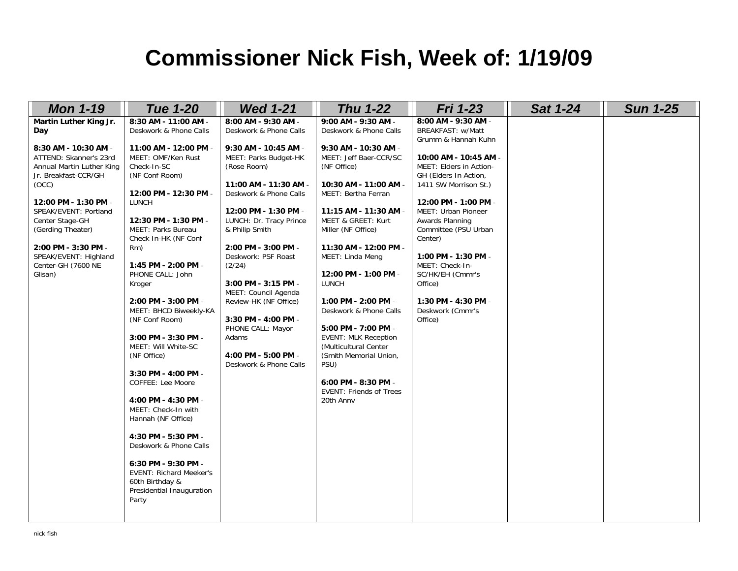# Commissioner Nick Fish, Week of: 1/19/09

| Mon 1-19 | Tue 1-20 | Wed 1-21 | Thu 1-22 | Fri 1-23 | Sat 1-24 | Sun 1-25 |
|---|---|---|---|---|---|---|
| **Martin Luther King Jr. Day**<br><br>**8:30 AM - 10:30 AM** - ATTEND: Skanner's 23rd Annual Martin Luther King Jr. Breakfast-CCR/GH (OCC)<br><br>**12:00 PM - 1:30 PM** - SPEAK/EVENT: Portland Center Stage-GH (Gerding Theater)<br><br>**2:00 PM - 3:30 PM** - SPEAK/EVENT: Highland Center-GH (7600 NE Glisan) | **8:30 AM - 11:00 AM** - Deskwork & Phone Calls<br><br>**11:00 AM - 12:00 PM** - MEET: OMF/Ken Rust Check-In-SC (NF Conf Room)<br><br>**12:00 PM - 12:30 PM** - LUNCH<br><br>**12:30 PM - 1:30 PM** - MEET: Parks Bureau Check In-HK (NF Conf Rm)<br><br>**1:45 PM - 2:00 PM** - PHONE CALL: John Kroger<br><br>**2:00 PM - 3:00 PM** - MEET: BHCD Biweekly-KA (NF Conf Room)<br><br>**3:00 PM - 3:30 PM** - MEET: Will White-SC (NF Office)<br><br>**3:30 PM - 4:00 PM** - COFFEE: Lee Moore<br><br>**4:00 PM - 4:30 PM** - MEET: Check-In with Hannah (NF Office)<br><br>**4:30 PM - 5:30 PM** - Deskwork & Phone Calls<br><br>**6:30 PM - 9:30 PM** - EVENT: Richard Meeker's 60th Birthday & Presidential Inauguration Party | **8:00 AM - 9:30 AM** - Deskwork & Phone Calls<br><br>**9:30 AM - 10:45 AM** - MEET: Parks Budget-HK (Rose Room)<br><br>**11:00 AM - 11:30 AM** - Deskwork & Phone Calls<br><br>**12:00 PM - 1:30 PM** - LUNCH: Dr. Tracy Prince & Philip Smith<br><br>**2:00 PM - 3:00 PM** - Deskwork: PSF Roast (2/24)<br><br>**3:00 PM - 3:15 PM** - MEET: Council Agenda Review-HK (NF Office)<br><br>**3:30 PM - 4:00 PM** - PHONE CALL: Mayor Adams<br><br>**4:00 PM - 5:00 PM** - Deskwork & Phone Calls | **9:00 AM - 9:30 AM** - Deskwork & Phone Calls<br><br>**9:30 AM - 10:30 AM** - MEET: Jeff Baer-CCR/SC (NF Office)<br><br>**10:30 AM - 11:00 AM** - MEET: Bertha Ferran<br><br>**11:15 AM - 11:30 AM** - MEET & GREET: Kurt Miller (NF Office)<br><br>**11:30 AM - 12:00 PM** - MEET: Linda Meng<br><br>**12:00 PM - 1:00 PM** - LUNCH<br><br>**1:00 PM - 2:00 PM** - Deskwork & Phone Calls<br><br>**5:00 PM - 7:00 PM** - EVENT: MLK Reception (Multicultural Center (Smith Memorial Union, PSU)<br><br>**6:00 PM - 8:30 PM** - EVENT: Friends of Trees 20th Annv | **8:00 AM - 9:30 AM** - BREAKFAST: w/Matt Grumm & Hannah Kuhn<br><br>**10:00 AM - 10:45 AM** - MEET: Elders in Action-GH (Elders In Action, 1411 SW Morrison St.)<br><br>**12:00 PM - 1:00 PM** - MEET: Urban Pioneer Awards Planning Committee (PSU Urban Center)<br><br>**1:00 PM - 1:30 PM** - MEET: Check-In-SC/HK/EH (Cmmr's Office)<br><br>**1:30 PM - 4:30 PM** - Deskwork (Cmmr's Office) | | |

nick fish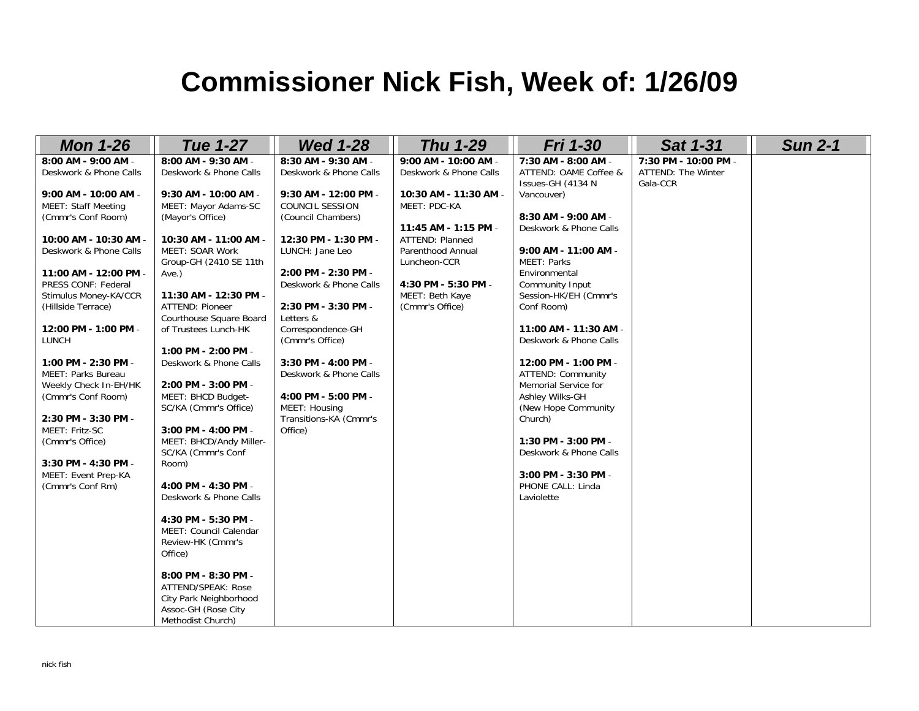# Commissioner Nick Fish, Week of: 1/26/09

| Mon 1-26 | Tue 1-27 | Wed 1-28 | Thu 1-29 | Fri 1-30 | Sat 1-31 | Sun 2-1 |
|---|---|---|---|---|---|---|
| **8:00 AM - 9:00 AM** - Deskwork & Phone Calls<br><br>**9:00 AM - 10:00 AM** - MEET: Staff Meeting (Cmmr's Conf Room)<br><br>**10:00 AM - 10:30 AM** - Deskwork & Phone Calls<br><br>**11:00 AM - 12:00 PM** - PRESS CONF: Federal Stimulus Money-KA/CCR (Hillside Terrace)<br><br>**12:00 PM - 1:00 PM** - LUNCH<br><br>**1:00 PM - 2:30 PM** - MEET: Parks Bureau Weekly Check In-EH/HK (Cmmr's Conf Room)<br><br>**2:30 PM - 3:30 PM** - MEET: Fritz-SC (Cmmr's Office)<br><br>**3:30 PM - 4:30 PM** - MEET: Event Prep-KA (Cmmr's Conf Rm) | **8:00 AM - 9:30 AM** - Deskwork & Phone Calls<br><br>**9:30 AM - 10:00 AM** - MEET: Mayor Adams-SC (Mayor's Office)<br><br>**10:30 AM - 11:00 AM** - MEET: SOAR Work Group-GH (2410 SE 11th Ave.)<br><br>**11:30 AM - 12:30 PM** - ATTEND: Pioneer Courthouse Square Board of Trustees Lunch-HK<br><br>**1:00 PM - 2:00 PM** - Deskwork & Phone Calls<br><br>**2:00 PM - 3:00 PM** - MEET: BHCD Budget-SC/KA (Cmmr's Office)<br><br>**3:00 PM - 4:00 PM** - MEET: BHCD/Andy Miller-SC/KA (Cmmr's Conf Room)<br><br>**4:00 PM - 4:30 PM** - Deskwork & Phone Calls<br><br>**4:30 PM - 5:30 PM** - MEET: Council Calendar Review-HK (Cmmr's Office)<br><br>**8:00 PM - 8:30 PM** - ATTEND/SPEAK: Rose City Park Neighborhood Assoc-GH (Rose City Methodist Church) | **8:30 AM - 9:30 AM** - Deskwork & Phone Calls<br><br>**9:30 AM - 12:00 PM** - COUNCIL SESSION (Council Chambers)<br><br>**12:30 PM - 1:30 PM** - LUNCH: Jane Leo<br><br>**2:00 PM - 2:30 PM** - Deskwork & Phone Calls<br><br>**2:30 PM - 3:30 PM** - Letters & Correspondence-GH (Cmmr's Office)<br><br>**3:30 PM - 4:00 PM** - Deskwork & Phone Calls<br><br>**4:00 PM - 5:00 PM** - MEET: Housing Transitions-KA (Cmmr's Office) | **9:00 AM - 10:00 AM** - Deskwork & Phone Calls<br><br>**10:30 AM - 11:30 AM** - MEET: PDC-KA<br><br>**11:45 AM - 1:15 PM** - ATTEND: Planned Parenthood Annual Luncheon-CCR<br><br>**4:30 PM - 5:30 PM** - MEET: Beth Kaye (Cmmr's Office) | **7:30 AM - 8:00 AM** - ATTEND: OAME Coffee & Issues-GH (4134 N Vancouver)<br><br>**8:30 AM - 9:00 AM** - Deskwork & Phone Calls<br><br>**9:00 AM - 11:00 AM** - MEET: Parks Environmental Community Input Session-HK/EH (Cmmr's Conf Room)<br><br>**11:00 AM - 11:30 AM** - Deskwork & Phone Calls<br><br>**12:00 PM - 1:00 PM** - ATTEND: Community Memorial Service for Ashley Wilks-GH (New Hope Community Church)<br><br>**1:30 PM - 3:00 PM** - Deskwork & Phone Calls<br><br>**3:00 PM - 3:30 PM** - PHONE CALL: Linda Laviolette | **7:30 PM - 10:00 PM** - ATTEND: The Winter Gala-CCR | |

nick fish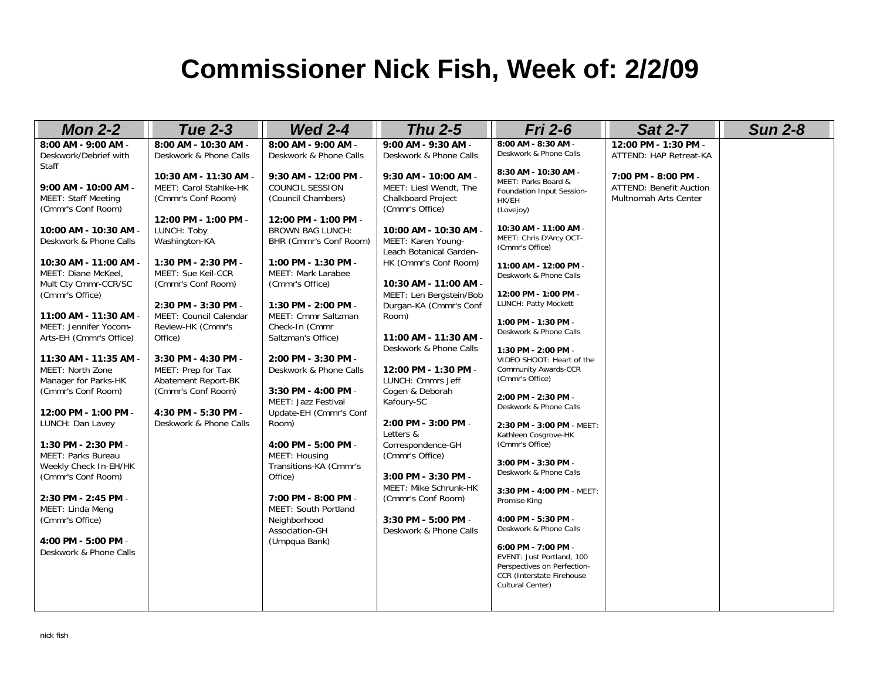# Commissioner Nick Fish, Week of: 2/2/09

| Mon 2-2 | Tue 2-3 | Wed 2-4 | Thu 2-5 | Fri 2-6 | Sat 2-7 | Sun 2-8 |
|---|---|---|---|---|---|---|
| **8:00 AM - 9:00 AM** - Deskwork/Debrief with Staff<br><br>**9:00 AM - 10:00 AM** - MEET: Staff Meeting (Cmmr's Conf Room)<br><br>**10:00 AM - 10:30 AM** - Deskwork & Phone Calls<br><br>**10:30 AM - 11:00 AM** - MEET: Diane McKeel, Mult Cty Cmmr-CCR/SC (Cmmr's Office)<br><br>**11:00 AM - 11:30 AM** - MEET: Jennifer Yocom-Arts-EH (Cmmr's Office)<br><br>**11:30 AM - 11:35 AM** - MEET: North Zone Manager for Parks-HK (Cmmr's Conf Room)<br><br>**12:00 PM - 1:00 PM** - LUNCH: Dan Lavey<br><br>**1:30 PM - 2:30 PM** - MEET: Parks Bureau Weekly Check In-EH/HK (Cmmr's Conf Room)<br><br>**2:30 PM - 2:45 PM** - MEET: Linda Meng (Cmmr's Office)<br><br>**4:00 PM - 5:00 PM** - Deskwork & Phone Calls | **8:00 AM - 10:30 AM** - Deskwork & Phone Calls<br><br>**10:30 AM - 11:30 AM** - MEET: Carol Stahlke-HK (Cmmr's Conf Room)<br><br>**12:00 PM - 1:00 PM** - LUNCH: Toby Washington-KA<br><br>**1:30 PM - 2:30 PM** - MEET: Sue Keil-CCR (Cmmr's Conf Room)<br><br>**2:30 PM - 3:30 PM** - MEET: Council Calendar Review-HK (Cmmr's Office)<br><br>**3:30 PM - 4:30 PM** - MEET: Prep for Tax Abatement Report-BK (Cmmr's Conf Room)<br><br>**4:30 PM - 5:30 PM** - Deskwork & Phone Calls | **8:00 AM - 9:00 AM** - Deskwork & Phone Calls<br><br>**9:30 AM - 12:00 PM** - COUNCIL SESSION (Council Chambers)<br><br>**12:00 PM - 1:00 PM** - BROWN BAG LUNCH: BHR (Cmmr's Conf Room)<br><br>**1:00 PM - 1:30 PM** - MEET: Mark Larabee (Cmmr's Office)<br><br>**1:30 PM - 2:00 PM** - MEET: Cmmr Saltzman Check-In (Cmmr Saltzman's Office)<br><br>**2:00 PM - 3:30 PM** - Deskwork & Phone Calls<br><br>**3:30 PM - 4:00 PM** - MEET: Jazz Festival Update-EH (Cmmr's Conf Room)<br><br>**4:00 PM - 5:00 PM** - MEET: Housing Transitions-KA (Cmmr's Office)<br><br>**7:00 PM - 8:00 PM** - MEET: South Portland Neighborhood Association-GH (Umpqua Bank) | **9:00 AM - 9:30 AM** - Deskwork & Phone Calls<br><br>**9:30 AM - 10:00 AM** - MEET: Liesl Wendt, The Chalkboard Project (Cmmr's Office)<br><br>**10:00 AM - 10:30 AM** - MEET: Karen Young-Leach Botanical Garden-HK (Cmmr's Conf Room)<br><br>**10:30 AM - 11:00 AM** - MEET: Len Bergstein/Bob Durgan-KA (Cmmr's Conf Room)<br><br>**11:00 AM - 11:30 AM** - Deskwork & Phone Calls<br><br>**12:00 PM - 1:30 PM** - LUNCH: Cmmrs Jeff Cogen & Deborah Kafoury-SC<br><br>**2:00 PM - 3:00 PM** - Letters & Correspondence-GH (Cmmr's Office)<br><br>**3:00 PM - 3:30 PM** - MEET: Mike Schrunk-HK (Cmmr's Conf Room)<br><br>**3:30 PM - 5:00 PM** - Deskwork & Phone Calls | **8:00 AM - 8:30 AM** - Deskwork & Phone Calls<br><br>**8:30 AM - 10:30 AM** - MEET: Parks Board & Foundation Input Session-HK/EH (Lovejoy)<br><br>**10:30 AM - 11:00 AM** - MEET: Chris D'Arcy OCT-(Cmmr's Office)<br><br>**11:00 AM - 12:00 PM** - Deskwork & Phone Calls<br><br>**12:00 PM - 1:00 PM** - LUNCH: Patty Mockett<br><br>**1:00 PM - 1:30 PM** - Deskwork & Phone Calls<br><br>**1:30 PM - 2:00 PM** - VIDEO SHOOT: Heart of the Community Awards-CCR (Cmmr's Office)<br><br>**2:00 PM - 2:30 PM** - Deskwork & Phone Calls<br><br>**2:30 PM - 3:00 PM** - MEET: Kathleen Cosgrove-HK (Cmmr's Office)<br><br>**3:00 PM - 3:30 PM** - Deskwork & Phone Calls<br><br>**3:30 PM - 4:00 PM** - MEET: Promise King<br><br>**4:00 PM - 5:30 PM** - Deskwork & Phone Calls<br><br>**6:00 PM - 7:00 PM** - EVENT: Just Portland, 100 Perspectives on Perfection-CCR (Interstate Firehouse Cultural Center) | **12:00 PM - 1:30 PM** - ATTEND: HAP Retreat-KA<br><br>**7:00 PM - 8:00 PM** - ATTEND: Benefit Auction Multnomah Arts Center | |

nick fish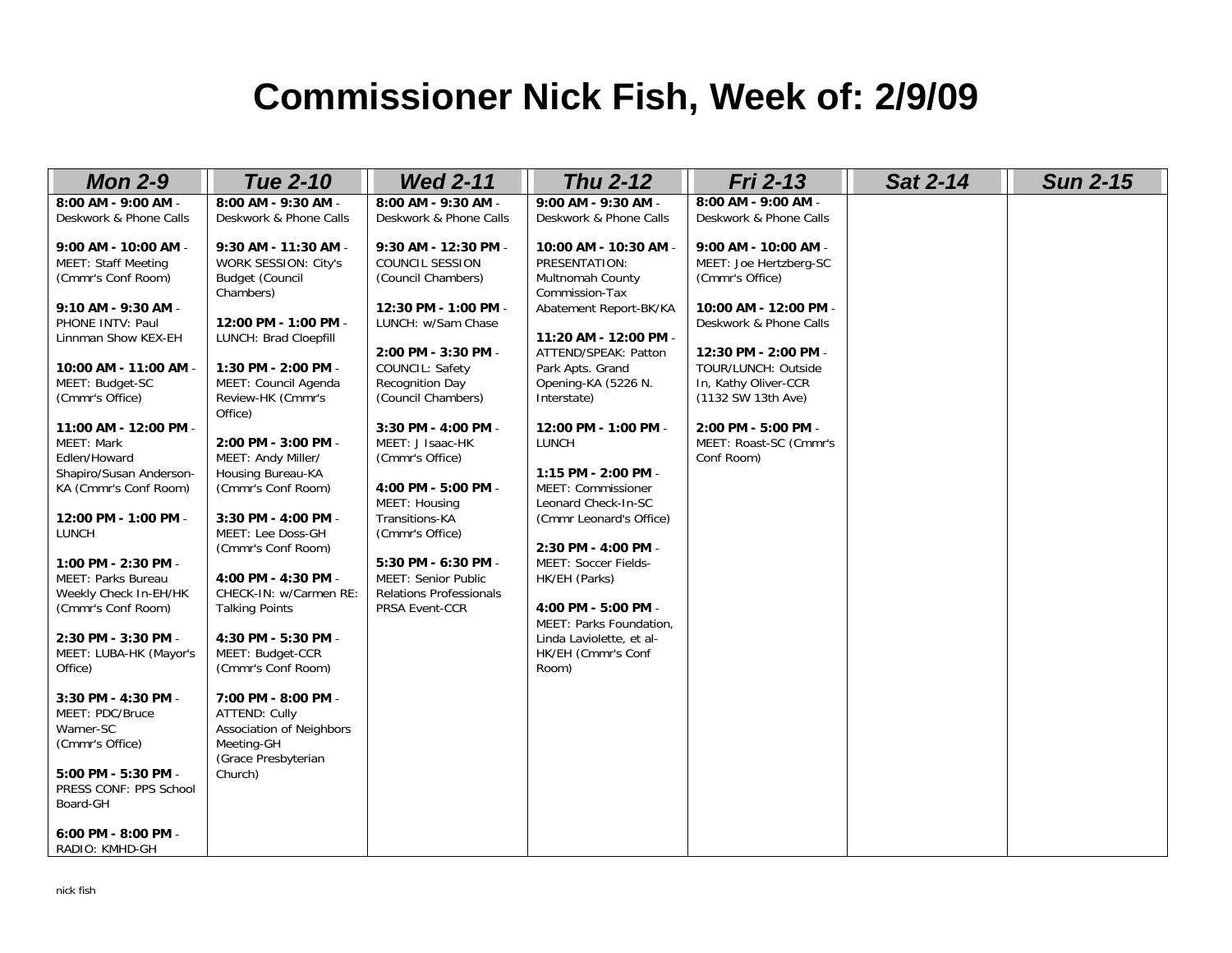# Commissioner Nick Fish, Week of: 2/9/09

| Mon 2-9 | Tue 2-10 | Wed 2-11 | Thu 2-12 | Fri 2-13 | Sat 2-14 | Sun 2-15 |
|---|---|---|---|---|---|---|
| **8:00 AM - 9:00 AM** - Deskwork & Phone Calls<br><br>**9:00 AM - 10:00 AM** - MEET: Staff Meeting (Cmmr's Conf Room)<br><br>**9:10 AM - 9:30 AM** - PHONE INTV: Paul Linnman Show KEX-EH<br><br>**10:00 AM - 11:00 AM** - MEET: Budget-SC (Cmmr's Office)<br><br>**11:00 AM - 12:00 PM** - MEET: Mark Edlen/Howard Shapiro/Susan Anderson-KA (Cmmr's Conf Room)<br><br>**12:00 PM - 1:00 PM** - LUNCH<br><br>**1:00 PM - 2:30 PM** - MEET: Parks Bureau Weekly Check In-EH/HK (Cmmr's Conf Room)<br><br>**2:30 PM - 3:30 PM** - MEET: LUBA-HK (Mayor's Office)<br><br>**3:30 PM - 4:30 PM** - MEET: PDC/Bruce Warner-SC (Cmmr's Office)<br><br>**5:00 PM - 5:30 PM** - PRESS CONF: PPS School Board-GH<br><br>**6:00 PM - 8:00 PM** - RADIO: KMHD-GH | **8:00 AM - 9:30 AM** - Deskwork & Phone Calls<br><br>**9:30 AM - 11:30 AM** - WORK SESSION: City's Budget (Council Chambers)<br><br>**12:00 PM - 1:00 PM** - LUNCH: Brad Cloepfill<br><br>**1:30 PM - 2:00 PM** - MEET: Council Agenda Review-HK (Cmmr's Office)<br><br>**2:00 PM - 3:00 PM** - MEET: Andy Miller/ Housing Bureau-KA (Cmmr's Conf Room)<br><br>**3:30 PM - 4:00 PM** - MEET: Lee Doss-GH (Cmmr's Conf Room)<br><br>**4:00 PM - 4:30 PM** - CHECK-IN: w/Carmen RE: Talking Points<br><br>**4:30 PM - 5:30 PM** - MEET: Budget-CCR (Cmmr's Conf Room)<br><br>**7:00 PM - 8:00 PM** - ATTEND: Cully Association of Neighbors Meeting-GH (Grace Presbyterian Church) | **8:00 AM - 9:30 AM** - Deskwork & Phone Calls<br><br>**9:30 AM - 12:30 PM** - COUNCIL SESSION (Council Chambers)<br><br>**12:30 PM - 1:00 PM** - LUNCH: w/Sam Chase<br><br>**2:00 PM - 3:30 PM** - COUNCIL: Safety Recognition Day (Council Chambers)<br><br>**3:30 PM - 4:00 PM** - MEET: J Isaac-HK (Cmmr's Office)<br><br>**4:00 PM - 5:00 PM** - MEET: Housing Transitions-KA (Cmmr's Office)<br><br>**5:30 PM - 6:30 PM** - MEET: Senior Public Relations Professionals PRSA Event-CCR | **9:00 AM - 9:30 AM** - Deskwork & Phone Calls<br><br>**10:00 AM - 10:30 AM** - PRESENTATION: Multnomah County Commission-Tax Abatement Report-BK/KA<br><br>**11:20 AM - 12:00 PM** - ATTEND/SPEAK: Patton Park Apts. Grand Opening-KA (5226 N. Interstate)<br><br>**12:00 PM - 1:00 PM** - LUNCH<br><br>**1:15 PM - 2:00 PM** - MEET: Commissioner Leonard Check-In-SC (Cmmr Leonard's Office)<br><br>**2:30 PM - 4:00 PM** - MEET: Soccer Fields-HK/EH (Parks)<br><br>**4:00 PM - 5:00 PM** - MEET: Parks Foundation, Linda Laviolette, et al-HK/EH (Cmmr's Conf Room) | **8:00 AM - 9:00 AM** - Deskwork & Phone Calls<br><br>**9:00 AM - 10:00 AM** - MEET: Joe Hertzberg-SC (Cmmr's Office)<br><br>**10:00 AM - 12:00 PM** - Deskwork & Phone Calls<br><br>**12:30 PM - 2:00 PM** - TOUR/LUNCH: Outside In, Kathy Oliver-CCR (1132 SW 13th Ave)<br><br>**2:00 PM - 5:00 PM** - MEET: Roast-SC (Cmmr's Conf Room) | | |

nick fish